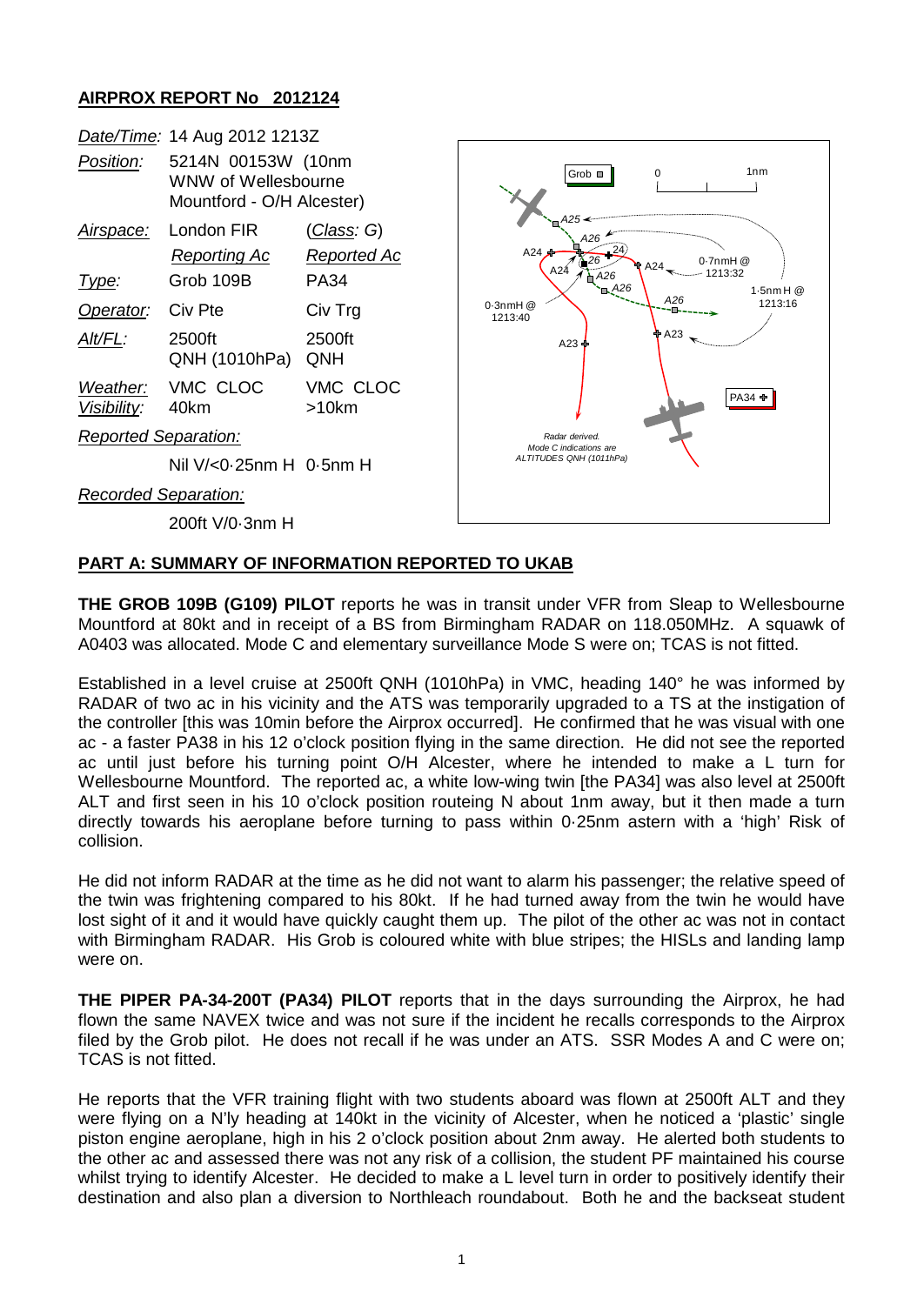## AIRPROX REPORT No 2012124

| | | |
|---|---|---|
| *Date/Time:* | 14 Aug 2012 1213Z | |
| *Position:* | 5214N 00153W (10nm WNW of Wellesbourne Mountford - O/H Alcester) | |
| *Airspace:* | London FIR | (*Class*: G) |
| | *Reporting Ac* | *Reported Ac* |
| *Type:* | Grob 109B | PA34 |
| *Operator:* | Civ Pte | Civ Trg |
| *Alt/FL:* | 2500ft QNH (1010hPa) | 2500ft QNH |
| *Weather:* | VMC CLOC | VMC CLOC |
| *Visibility:* | 40km | >10km |
| *Reported Separation:* | | |
| | Nil V/<0·25nm H | 0·5nm H |
| *Recorded Separation:* | | |
| | 200ft V/0·3nm H | |

## PART A: SUMMARY OF INFORMATION REPORTED TO UKAB

**THE GROB 109B (G109) PILOT** reports he was in transit under VFR from Sleap to Wellesbourne Mountford at 80kt and in receipt of a BS from Birmingham RADAR on 118.050MHz. A squawk of A0403 was allocated. Mode C and elementary surveillance Mode S were on; TCAS is not fitted.

Established in a level cruise at 2500ft QNH (1010hPa) in VMC, heading 140° he was informed by RADAR of two ac in his vicinity and the ATS was temporarily upgraded to a TS at the instigation of the controller [this was 10min before the Airprox occurred]. He confirmed that he was visual with one ac - a faster PA38 in his 12 o'clock position flying in the same direction. He did not see the reported ac until just before his turning point O/H Alcester, where he intended to make a L turn for Wellesbourne Mountford. The reported ac, a white low-wing twin [the PA34] was also level at 2500ft ALT and first seen in his 10 o'clock position routeing N about 1nm away, but it then made a turn directly towards his aeroplane before turning to pass within 0·25nm astern with a 'high' Risk of collision.

He did not inform RADAR at the time as he did not want to alarm his passenger; the relative speed of the twin was frightening compared to his 80kt. If he had turned away from the twin he would have lost sight of it and it would have quickly caught them up. The pilot of the other ac was not in contact with Birmingham RADAR. His Grob is coloured white with blue stripes; the HISLs and landing lamp were on.

**THE PIPER PA-34-200T (PA34) PILOT** reports that in the days surrounding the Airprox, he had flown the same NAVEX twice and was not sure if the incident he recalls corresponds to the Airprox filed by the Grob pilot. He does not recall if he was under an ATS. SSR Modes A and C were on; TCAS is not fitted.

He reports that the VFR training flight with two students aboard was flown at 2500ft ALT and they were flying on a N'ly heading at 140kt in the vicinity of Alcester, when he noticed a 'plastic' single piston engine aeroplane, high in his 2 o'clock position about 2nm away. He alerted both students to the other ac and assessed there was not any risk of a collision, the student PF maintained his course whilst trying to identify Alcester. He decided to make a L level turn in order to positively identify their destination and also plan a diversion to Northleach roundabout. Both he and the backseat student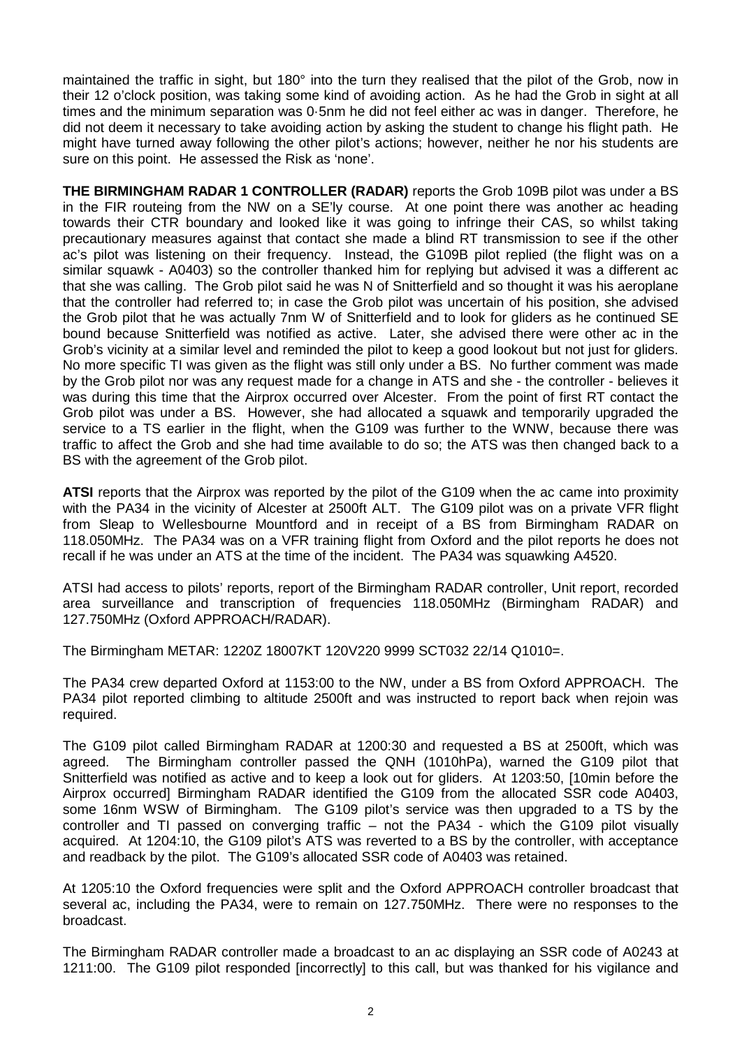maintained the traffic in sight, but 180° into the turn they realised that the pilot of the Grob, now in their 12 o'clock position, was taking some kind of avoiding action. As he had the Grob in sight at all times and the minimum separation was 0·5nm he did not feel either ac was in danger. Therefore, he did not deem it necessary to take avoiding action by asking the student to change his flight path. He might have turned away following the other pilot's actions; however, neither he nor his students are sure on this point. He assessed the Risk as 'none'.

**THE BIRMINGHAM RADAR 1 CONTROLLER (RADAR)** reports the Grob 109B pilot was under a BS in the FIR routeing from the NW on a SE'ly course. At one point there was another ac heading towards their CTR boundary and looked like it was going to infringe their CAS, so whilst taking precautionary measures against that contact she made a blind RT transmission to see if the other ac's pilot was listening on their frequency. Instead, the G109B pilot replied (the flight was on a similar squawk - A0403) so the controller thanked him for replying but advised it was a different ac that she was calling. The Grob pilot said he was N of Snitterfield and so thought it was his aeroplane that the controller had referred to; in case the Grob pilot was uncertain of his position, she advised the Grob pilot that he was actually 7nm W of Snitterfield and to look for gliders as he continued SE bound because Snitterfield was notified as active. Later, she advised there were other ac in the Grob's vicinity at a similar level and reminded the pilot to keep a good lookout but not just for gliders. No more specific TI was given as the flight was still only under a BS. No further comment was made by the Grob pilot nor was any request made for a change in ATS and she - the controller - believes it was during this time that the Airprox occurred over Alcester. From the point of first RT contact the Grob pilot was under a BS. However, she had allocated a squawk and temporarily upgraded the service to a TS earlier in the flight, when the G109 was further to the WNW, because there was traffic to affect the Grob and she had time available to do so; the ATS was then changed back to a BS with the agreement of the Grob pilot.

**ATSI** reports that the Airprox was reported by the pilot of the G109 when the ac came into proximity with the PA34 in the vicinity of Alcester at 2500ft ALT. The G109 pilot was on a private VFR flight from Sleap to Wellesbourne Mountford and in receipt of a BS from Birmingham RADAR on 118.050MHz. The PA34 was on a VFR training flight from Oxford and the pilot reports he does not recall if he was under an ATS at the time of the incident. The PA34 was squawking A4520.

ATSI had access to pilots' reports, report of the Birmingham RADAR controller, Unit report, recorded area surveillance and transcription of frequencies 118.050MHz (Birmingham RADAR) and 127.750MHz (Oxford APPROACH/RADAR).

The Birmingham METAR: 1220Z 18007KT 120V220 9999 SCT032 22/14 Q1010=.

The PA34 crew departed Oxford at 1153:00 to the NW, under a BS from Oxford APPROACH. The PA34 pilot reported climbing to altitude 2500ft and was instructed to report back when rejoin was required.

The G109 pilot called Birmingham RADAR at 1200:30 and requested a BS at 2500ft, which was agreed. The Birmingham controller passed the QNH (1010hPa), warned the G109 pilot that Snitterfield was notified as active and to keep a look out for gliders. At 1203:50, [10min before the Airprox occurred] Birmingham RADAR identified the G109 from the allocated SSR code A0403, some 16nm WSW of Birmingham. The G109 pilot's service was then upgraded to a TS by the controller and TI passed on converging traffic – not the PA34 - which the G109 pilot visually acquired. At 1204:10, the G109 pilot's ATS was reverted to a BS by the controller, with acceptance and readback by the pilot. The G109's allocated SSR code of A0403 was retained.

At 1205:10 the Oxford frequencies were split and the Oxford APPROACH controller broadcast that several ac, including the PA34, were to remain on 127.750MHz. There were no responses to the broadcast.

The Birmingham RADAR controller made a broadcast to an ac displaying an SSR code of A0243 at 1211:00. The G109 pilot responded [incorrectly] to this call, but was thanked for his vigilance and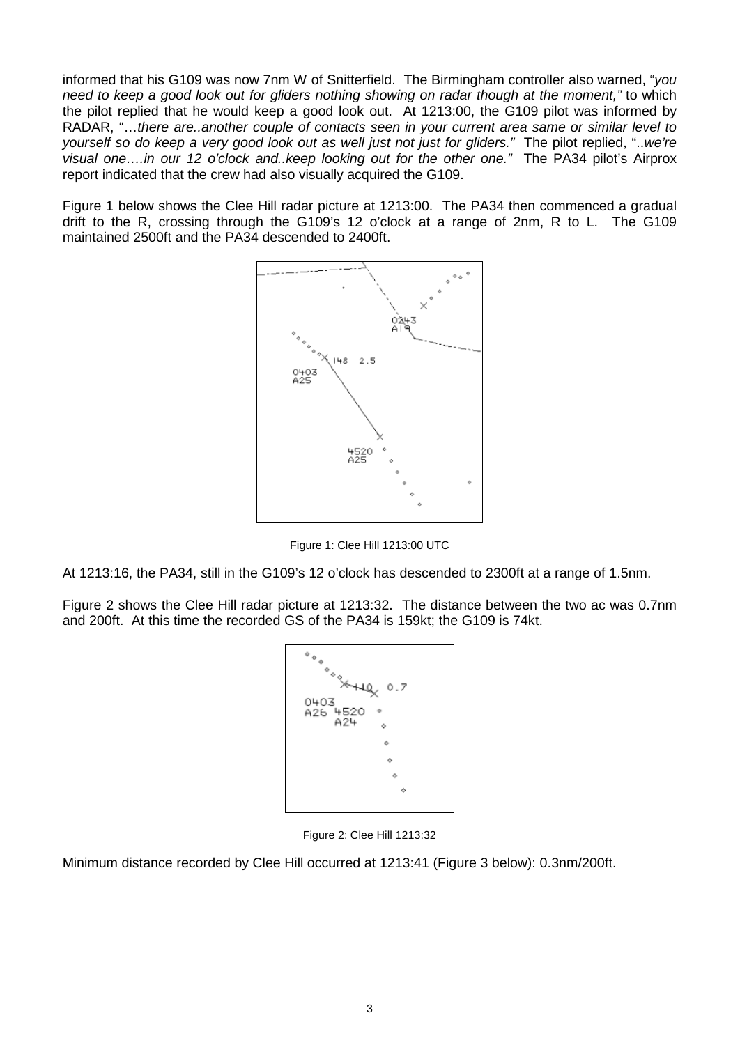informed that his G109 was now 7nm W of Snitterfield. The Birmingham controller also warned, "*you need to keep a good look out for gliders nothing showing on radar though at the moment,*" to which the pilot replied that he would keep a good look out. At 1213:00, the G109 pilot was informed by RADAR, "…*there are..another couple of contacts seen in your current area same or similar level to yourself so do keep a very good look out as well just not just for gliders.*" The pilot replied, "..*we're visual one….in our 12 o'clock and..keep looking out for the other one.*" The PA34 pilot's Airprox report indicated that the crew had also visually acquired the G109.

Figure 1 below shows the Clee Hill radar picture at 1213:00. The PA34 then commenced a gradual drift to the R, crossing through the G109's 12 o'clock at a range of 2nm, R to L. The G109 maintained 2500ft and the PA34 descended to 2400ft.

Figure 1: Clee Hill 1213:00 UTC

At 1213:16, the PA34, still in the G109's 12 o'clock has descended to 2300ft at a range of 1.5nm.

Figure 2 shows the Clee Hill radar picture at 1213:32. The distance between the two ac was 0.7nm and 200ft. At this time the recorded GS of the PA34 is 159kt; the G109 is 74kt.

Figure 2: Clee Hill 1213:32

Minimum distance recorded by Clee Hill occurred at 1213:41 (Figure 3 below): 0.3nm/200ft.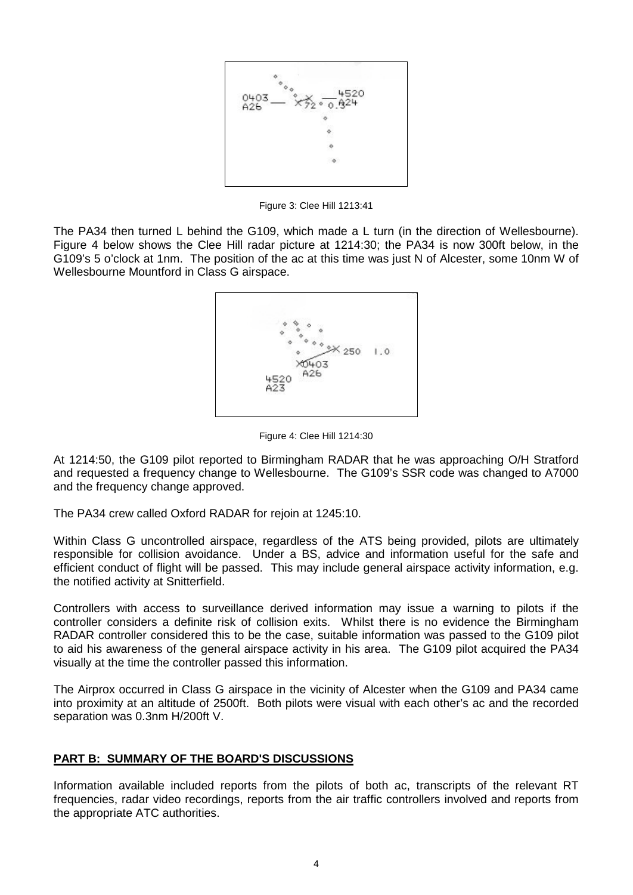Figure 3: Clee Hill 1213:41

The PA34 then turned L behind the G109, which made a L turn (in the direction of Wellesbourne). Figure 4 below shows the Clee Hill radar picture at 1214:30; the PA34 is now 300ft below, in the G109's 5 o'clock at 1nm. The position of the ac at this time was just N of Alcester, some 10nm W of Wellesbourne Mountford in Class G airspace.

Figure 4: Clee Hill 1214:30

At 1214:50, the G109 pilot reported to Birmingham RADAR that he was approaching O/H Stratford and requested a frequency change to Wellesbourne. The G109's SSR code was changed to A7000 and the frequency change approved.

The PA34 crew called Oxford RADAR for rejoin at 1245:10.

Within Class G uncontrolled airspace, regardless of the ATS being provided, pilots are ultimately responsible for collision avoidance. Under a BS, advice and information useful for the safe and efficient conduct of flight will be passed. This may include general airspace activity information, e.g. the notified activity at Snitterfield.

Controllers with access to surveillance derived information may issue a warning to pilots if the controller considers a definite risk of collision exits. Whilst there is no evidence the Birmingham RADAR controller considered this to be the case, suitable information was passed to the G109 pilot to aid his awareness of the general airspace activity in his area. The G109 pilot acquired the PA34 visually at the time the controller passed this information.

The Airprox occurred in Class G airspace in the vicinity of Alcester when the G109 and PA34 came into proximity at an altitude of 2500ft. Both pilots were visual with each other's ac and the recorded separation was 0.3nm H/200ft V.

## PART B: SUMMARY OF THE BOARD'S DISCUSSIONS

Information available included reports from the pilots of both ac, transcripts of the relevant RT frequencies, radar video recordings, reports from the air traffic controllers involved and reports from the appropriate ATC authorities.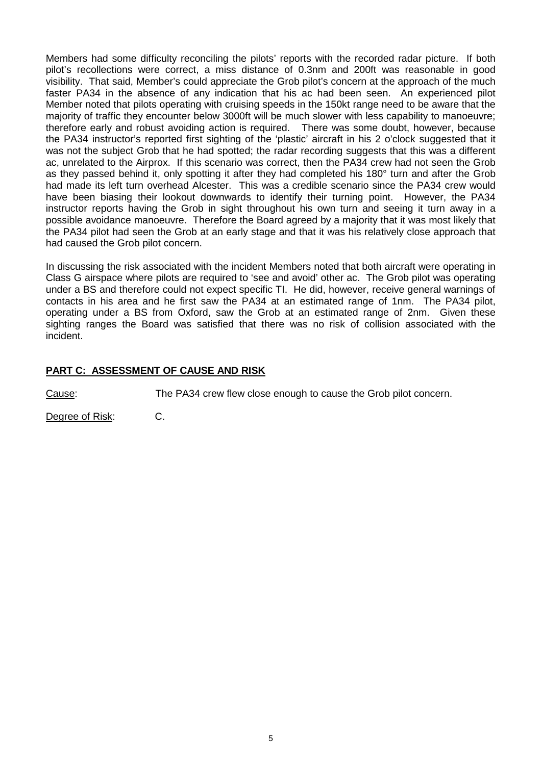Members had some difficulty reconciling the pilots' reports with the recorded radar picture. If both pilot's recollections were correct, a miss distance of 0.3nm and 200ft was reasonable in good visibility. That said, Member's could appreciate the Grob pilot's concern at the approach of the much faster PA34 in the absence of any indication that his ac had been seen. An experienced pilot Member noted that pilots operating with cruising speeds in the 150kt range need to be aware that the majority of traffic they encounter below 3000ft will be much slower with less capability to manoeuvre; therefore early and robust avoiding action is required. There was some doubt, however, because the PA34 instructor's reported first sighting of the 'plastic' aircraft in his 2 o'clock suggested that it was not the subject Grob that he had spotted; the radar recording suggests that this was a different ac, unrelated to the Airprox. If this scenario was correct, then the PA34 crew had not seen the Grob as they passed behind it, only spotting it after they had completed his 180° turn and after the Grob had made its left turn overhead Alcester. This was a credible scenario since the PA34 crew would have been biasing their lookout downwards to identify their turning point. However, the PA34 instructor reports having the Grob in sight throughout his own turn and seeing it turn away in a possible avoidance manoeuvre. Therefore the Board agreed by a majority that it was most likely that the PA34 pilot had seen the Grob at an early stage and that it was his relatively close approach that had caused the Grob pilot concern.

In discussing the risk associated with the incident Members noted that both aircraft were operating in Class G airspace where pilots are required to 'see and avoid' other ac. The Grob pilot was operating under a BS and therefore could not expect specific TI. He did, however, receive general warnings of contacts in his area and he first saw the PA34 at an estimated range of 1nm. The PA34 pilot, operating under a BS from Oxford, saw the Grob at an estimated range of 2nm. Given these sighting ranges the Board was satisfied that there was no risk of collision associated with the incident.

## PART C: ASSESSMENT OF CAUSE AND RISK

Cause: The PA34 crew flew close enough to cause the Grob pilot concern.

Degree of Risk: C.